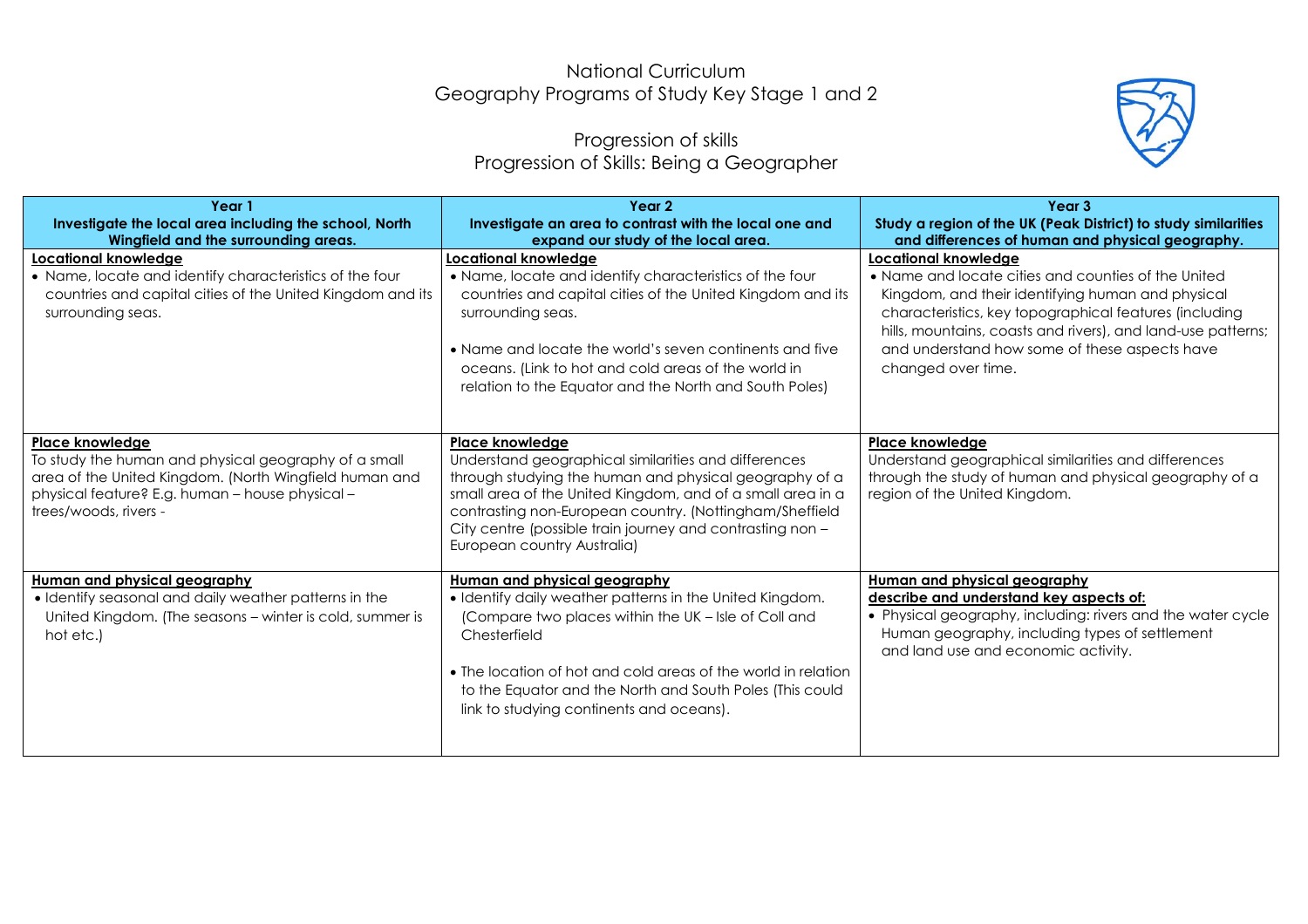# National Curriculum
## Geography Programs of Study Key Stage 1 and 2

## Progression of skills
## Progression of Skills: Being a Geographer

| **Year 1**<br>**Investigate the local area including the school, North Wingfield and the surrounding areas.** | **Year 2**<br>**Investigate an area to contrast with the local one and expand our study of the local area.** | **Year 3**<br>**Study a region of the UK (Peak District) to study similarities and differences of human and physical geography.** |
|---|---|---|
| **Locational knowledge**<br>• Name, locate and identify characteristics of the four countries and capital cities of the United Kingdom and its surrounding seas. | **Locational knowledge**<br>• Name, locate and identify characteristics of the four countries and capital cities of the United Kingdom and its surrounding seas.<br><br>• Name and locate the world's seven continents and five oceans. (Link to hot and cold areas of the world in relation to the Equator and the North and South Poles) | **Locational knowledge**<br>• Name and locate cities and counties of the United Kingdom, and their identifying human and physical characteristics, key topographical features (including hills, mountains, coasts and rivers), and land-use patterns; and understand how some of these aspects have changed over time. |
| **Place knowledge**<br>To study the human and physical geography of a small area of the United Kingdom. (North Wingfield human and physical feature? E.g. human – house physical – trees/woods, rivers - | **Place knowledge**<br>Understand geographical similarities and differences through studying the human and physical geography of a small area of the United Kingdom, and of a small area in a contrasting non-European country. (Nottingham/Sheffield City centre (possible train journey and contrasting non – European country Australia) | **Place knowledge**<br>Understand geographical similarities and differences through the study of human and physical geography of a region of the United Kingdom. |
| **Human and physical geography**<br>• Identify seasonal and daily weather patterns in the United Kingdom. (The seasons – winter is cold, summer is hot etc.) | **Human and physical geography**<br>• Identify daily weather patterns in the United Kingdom. (Compare two places within the UK – Isle of Coll and Chesterfield<br><br>• The location of hot and cold areas of the world in relation to the Equator and the North and South Poles (This could link to studying continents and oceans). | **Human and physical geography**<br>**describe and understand key aspects of:**<br>• Physical geography, including: rivers and the water cycle Human geography, including types of settlement and land use and economic activity. |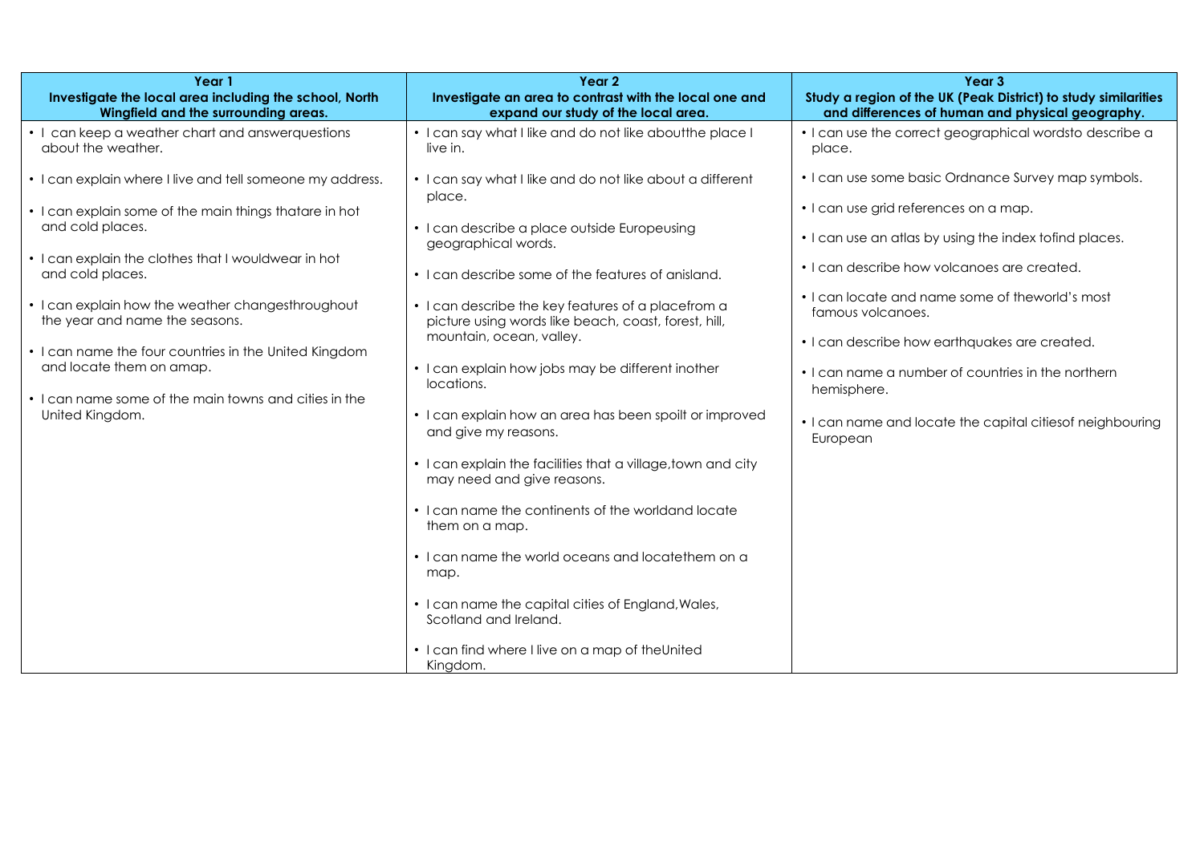| Year 1<br>Investigate the local area including the school, North Wingfield and the surrounding areas. | Year 2<br>Investigate an area to contrast with the local one and expand our study of the local area. | Year 3<br>Study a region of the UK (Peak District) to study similarities and differences of human and physical geography. |
|---|---|---|
| • I can keep a weather chart and answerquestions about the weather.<br><br>• I can explain where I live and tell someone my address.<br><br>• I can explain some of the main things thatare in hot and cold places.<br><br>• I can explain the clothes that I wouldwear in hot and cold places.<br><br>• I can explain how the weather changesthroughout the year and name the seasons.<br><br>• I can name the four countries in the United Kingdom and locate them on amap.<br><br>• I can name some of the main towns and cities in the United Kingdom. | • I can say what I like and do not like aboutthe place I live in.<br><br>• I can say what I like and do not like about a different place.<br><br>• I can describe a place outside Europeusing geographical words.<br><br>• I can describe some of the features of anisland.<br><br>• I can describe the key features of a placefrom a picture using words like beach, coast, forest, hill, mountain, ocean, valley.<br><br>• I can explain how jobs may be different inother locations.<br><br>• I can explain how an area has been spoilt or improved and give my reasons.<br><br>• I can explain the facilities that a village,town and city may need and give reasons.<br><br>• I can name the continents of the worldand locate them on a map.<br><br>• I can name the world oceans and locatethem on a map.<br><br>• I can name the capital cities of England,Wales, Scotland and Ireland.<br><br>• I can find where I live on a map of theUnited Kingdom. | • I can use the correct geographical wordsto describe a place.<br><br>• I can use some basic Ordnance Survey map symbols.<br><br>• I can use grid references on a map.<br><br>• I can use an atlas by using the index tofind places.<br><br>• I can describe how volcanoes are created.<br><br>• I can locate and name some of theworld's most famous volcanoes.<br><br>• I can describe how earthquakes are created.<br><br>• I can name a number of countries in the northern hemisphere.<br><br>• I can name and locate the capital citiesof neighbouring European |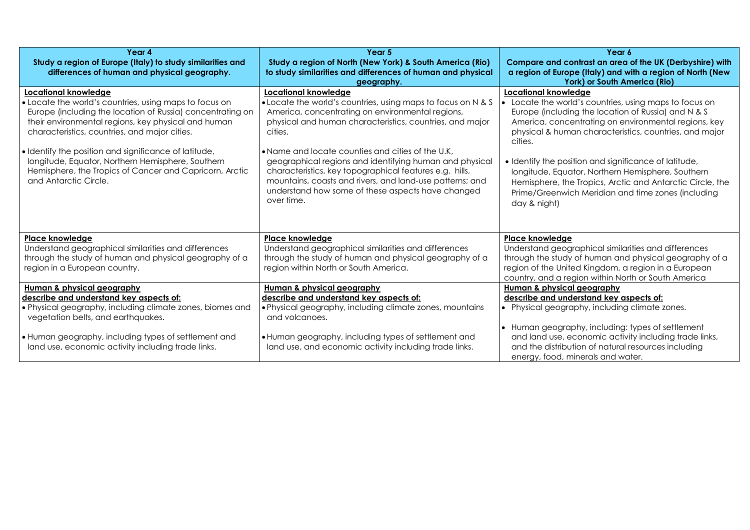| Year 4<br>Study a region of Europe (Italy) to study similarities and differences of human and physical geography. | Year 5<br>Study a region of North (New York) & South America (Rio) to study similarities and differences of human and physical geography. | Year 6<br>Compare and contrast an area of the UK (Derbyshire) with a region of Europe (Italy) and with a region of North (New York) or South America (Rio) |
|---|---|---|
| **Locational knowledge**<br>• Locate the world's countries, using maps to focus on Europe (including the location of Russia) concentrating on their environmental regions, key physical and human characteristics, countries, and major cities.<br><br>• Identify the position and significance of latitude, longitude, Equator, Northern Hemisphere, Southern Hemisphere, the Tropics of Cancer and Capricorn, Arctic and Antarctic Circle. | **Locational knowledge**<br>• Locate the world's countries, using maps to focus on N & S America, concentrating on environmental regions, physical and human characteristics, countries, and major cities.<br><br>• Name and locate counties and cities of the U.K, geographical regions and identifying human and physical characteristics, key topographical features e.g. hills, mountains, coasts and rivers, and land-use patterns; and understand how some of these aspects have changed over time. | **Locational knowledge**<br>• Locate the world's countries, using maps to focus on Europe (including the location of Russia) and N & S America, concentrating on environmental regions, key physical & human characteristics, countries, and major cities.<br><br>• Identify the position and significance of latitude, longitude, Equator, Northern Hemisphere, Southern Hemisphere, the Tropics, Arctic and Antarctic Circle, the Prime/Greenwich Meridian and time zones (including day & night) |
| **Place knowledge**<br>Understand geographical similarities and differences through the study of human and physical geography of a region in a European country. | **Place knowledge**<br>Understand geographical similarities and differences through the study of human and physical geography of a region within North or South America. | **Place knowledge**<br>Understand geographical similarities and differences through the study of human and physical geography of a region of the United Kingdom, a region in a European country, and a region within North or South America |
| **Human & physical geography**<br>**describe and understand key aspects of:**<br>• Physical geography, including climate zones, biomes and vegetation belts, and earthquakes.<br><br>• Human geography, including types of settlement and land use, economic activity including trade links. | **Human & physical geography**<br>**describe and understand key aspects of:**<br>• Physical geography, including climate zones, mountains and volcanoes.<br><br>• Human geography, including types of settlement and land use, and economic activity including trade links. | **Human & physical geography**<br>**describe and understand key aspects of:**<br>• Physical geography, including climate zones.<br><br>• Human geography, including: types of settlement and land use, economic activity including trade links, and the distribution of natural resources including energy, food, minerals and water. |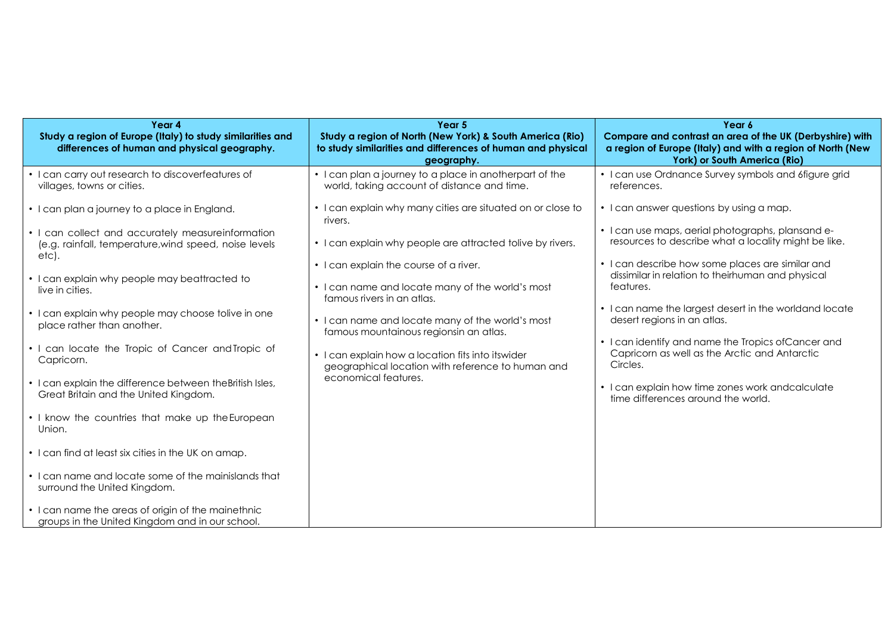| Year 4<br>Study a region of Europe (Italy) to study similarities and differences of human and physical geography. | Year 5<br>Study a region of North (New York) & South America (Rio) to study similarities and differences of human and physical geography. | Year 6<br>Compare and contrast an area of the UK (Derbyshire) with a region of Europe (Italy) and with a region of North (New York) or South America (Rio) |
|---|---|---|
| • I can carry out research to discoverfeatures of villages, towns or cities.<br><br>• I can plan a journey to a place in England.<br><br>• I can collect and accurately measureinformation (e.g. rainfall, temperature,wind speed, noise levels etc).<br><br>• I can explain why people may beattracted to live in cities.<br><br>• I can explain why people may choose tolive in one place rather than another.<br><br>• I can locate the Tropic of Cancer andTropic of Capricorn.<br><br>• I can explain the difference between theBritish Isles, Great Britain and the United Kingdom.<br><br>• I know the countries that make up theEuropean Union.<br><br>• I can find at least six cities in the UK on amap.<br><br>• I can name and locate some of the mainislands that surround the United Kingdom.<br><br>• I can name the areas of origin of the mainethnic groups in the United Kingdom and in our school. | • I can plan a journey to a place in anotherpart of the world, taking account of distance and time.<br><br>• I can explain why many cities are situated on or close to rivers.<br><br>• I can explain why people are attracted tolive by rivers.<br><br>• I can explain the course of a river.<br><br>• I can name and locate many of the world's most famous rivers in an atlas.<br><br>• I can name and locate many of the world's most famous mountainous regionsin an atlas.<br><br>• I can explain how a location fits into itswider geographical location with reference to human and economical features. | • I can use Ordnance Survey symbols and 6figure grid references.<br><br>• I can answer questions by using a map.<br><br>• I can use maps, aerial photographs, plansand e-resources to describe what a locality might be like.<br><br>• I can describe how some places are similar and dissimilar in relation to theirhuman and physical features.<br><br>• I can name the largest desert in the worldand locate desert regions in an atlas.<br><br>• I can identify and name the Tropics ofCancer and Capricorn as well as the Arctic and Antarctic Circles.<br><br>• I can explain how time zones work andcalculate time differences around the world. |